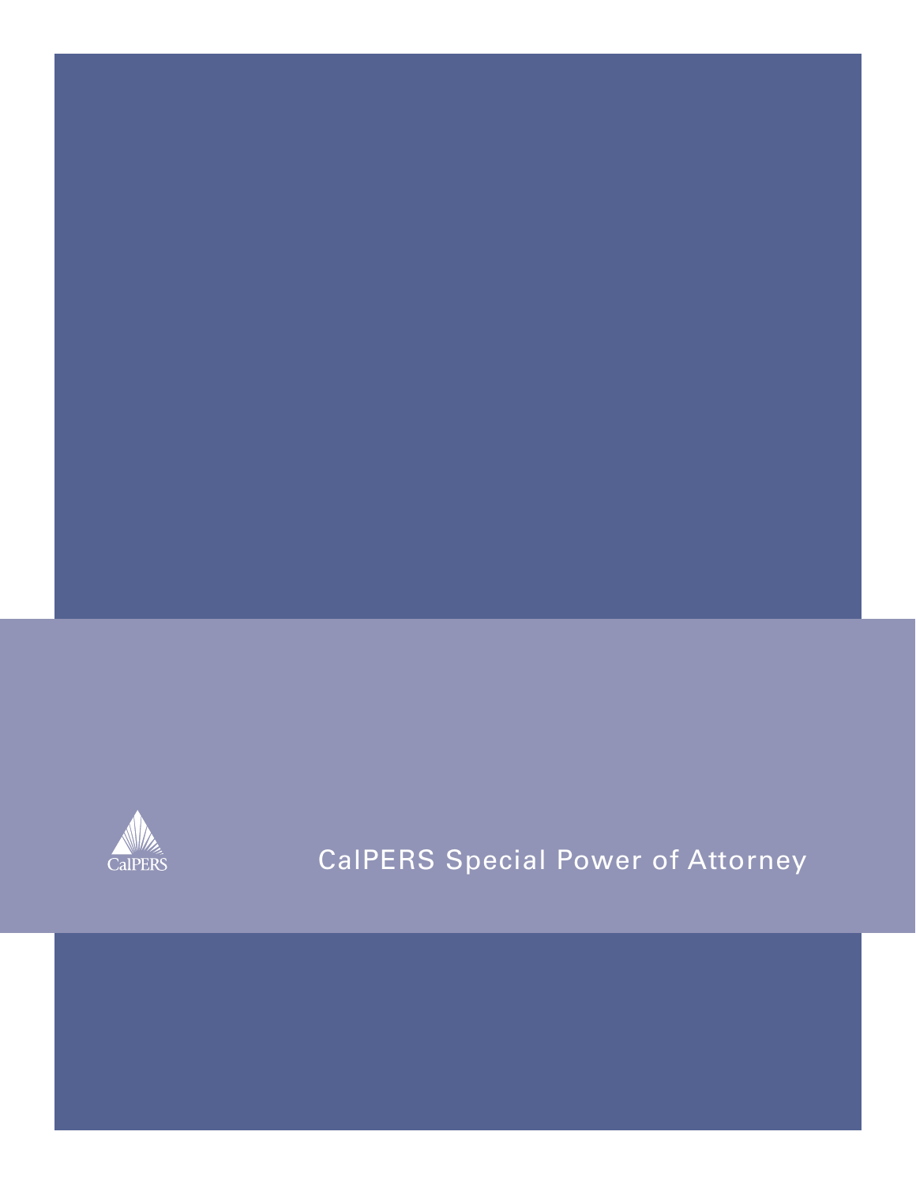CalPERS

# CalPERS Special Power of Attorney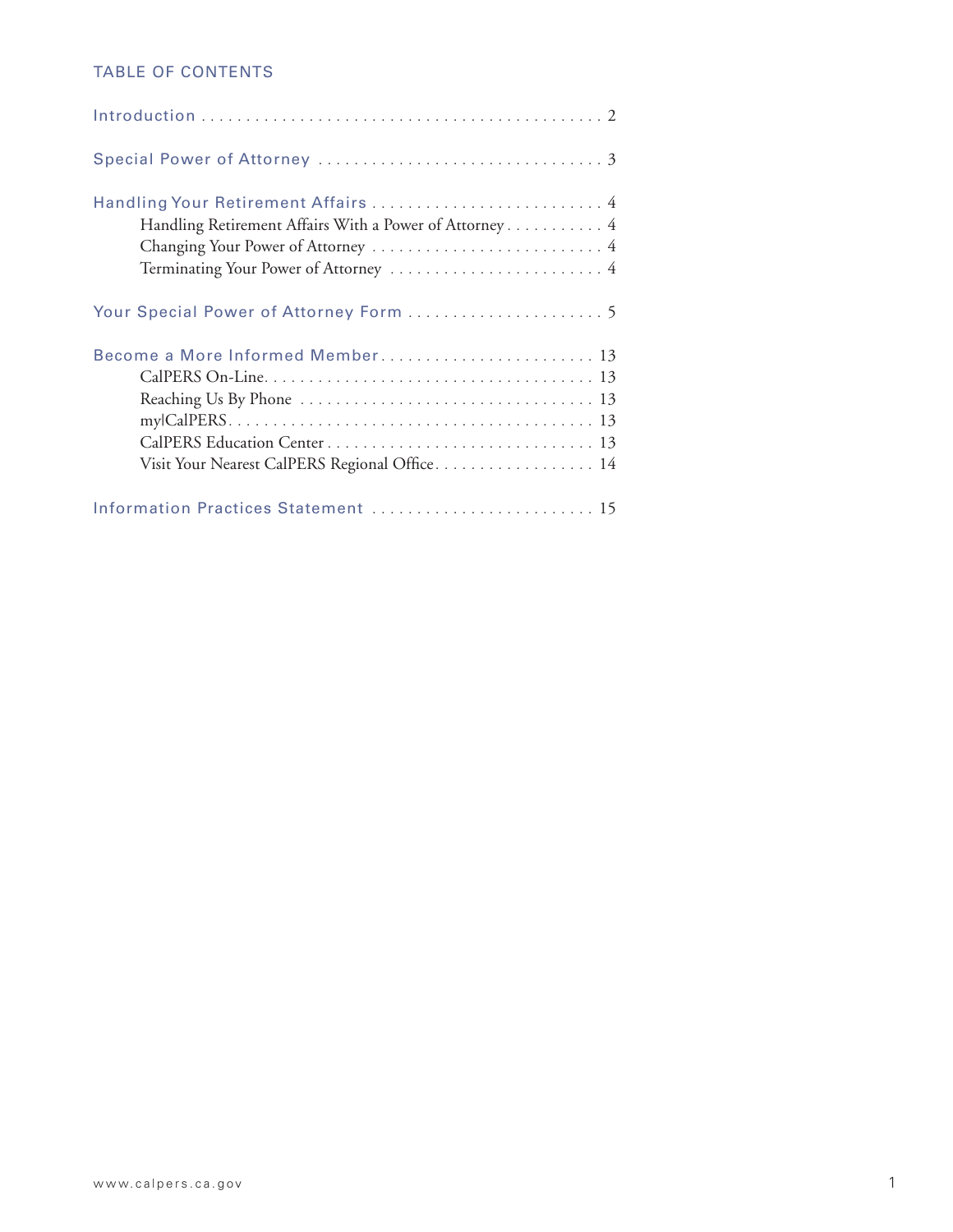## TABLE OF CONTENTS

| | |
|---|---|
| Introduction | 2 |
| Special Power of Attorney | 3 |
| Handling Your Retirement Affairs | 4 |
| Handling Retirement Affairs With a Power of Attorney | 4 |
| Changing Your Power of Attorney | 4 |
| Terminating Your Power of Attorney | 4 |
| Your Special Power of Attorney Form | 5 |
| Become a More Informed Member | 13 |
| CalPERS On-Line | 13 |
| Reaching Us By Phone | 13 |
| my\|CalPERS | 13 |
| CalPERS Education Center | 13 |
| Visit Your Nearest CalPERS Regional Office | 14 |
| Information Practices Statement | 15 |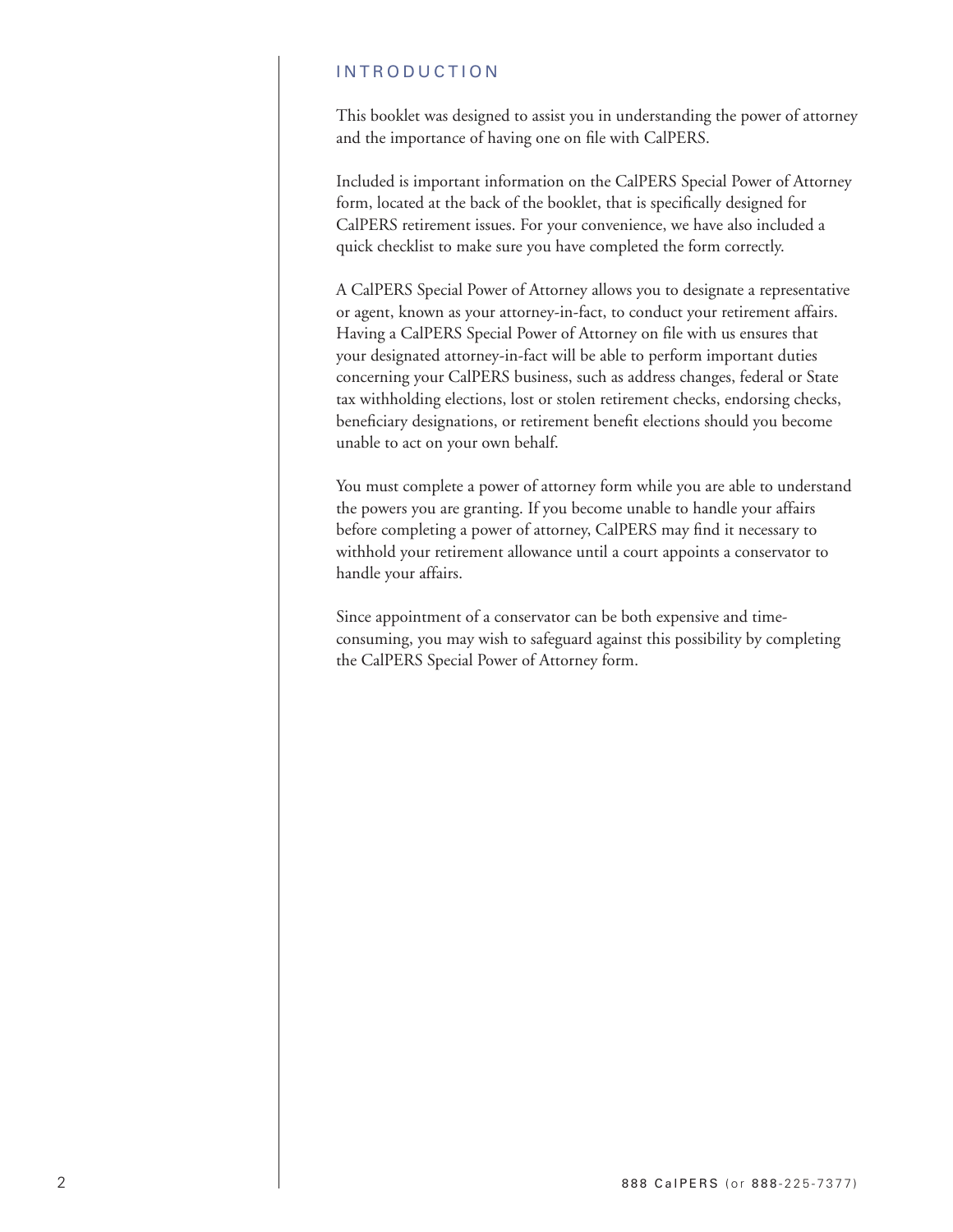## INTRODUCTION

This booklet was designed to assist you in understanding the power of attorney and the importance of having one on file with CalPERS.

Included is important information on the CalPERS Special Power of Attorney form, located at the back of the booklet, that is specifically designed for CalPERS retirement issues. For your convenience, we have also included a quick checklist to make sure you have completed the form correctly.

A CalPERS Special Power of Attorney allows you to designate a representative or agent, known as your attorney-in-fact, to conduct your retirement affairs. Having a CalPERS Special Power of Attorney on file with us ensures that your designated attorney-in-fact will be able to perform important duties concerning your CalPERS business, such as address changes, federal or State tax withholding elections, lost or stolen retirement checks, endorsing checks, beneficiary designations, or retirement benefit elections should you become unable to act on your own behalf.

You must complete a power of attorney form while you are able to understand the powers you are granting. If you become unable to handle your affairs before completing a power of attorney, CalPERS may find it necessary to withhold your retirement allowance until a court appoints a conservator to handle your affairs.

Since appointment of a conservator can be both expensive and time-consuming, you may wish to safeguard against this possibility by completing the CalPERS Special Power of Attorney form.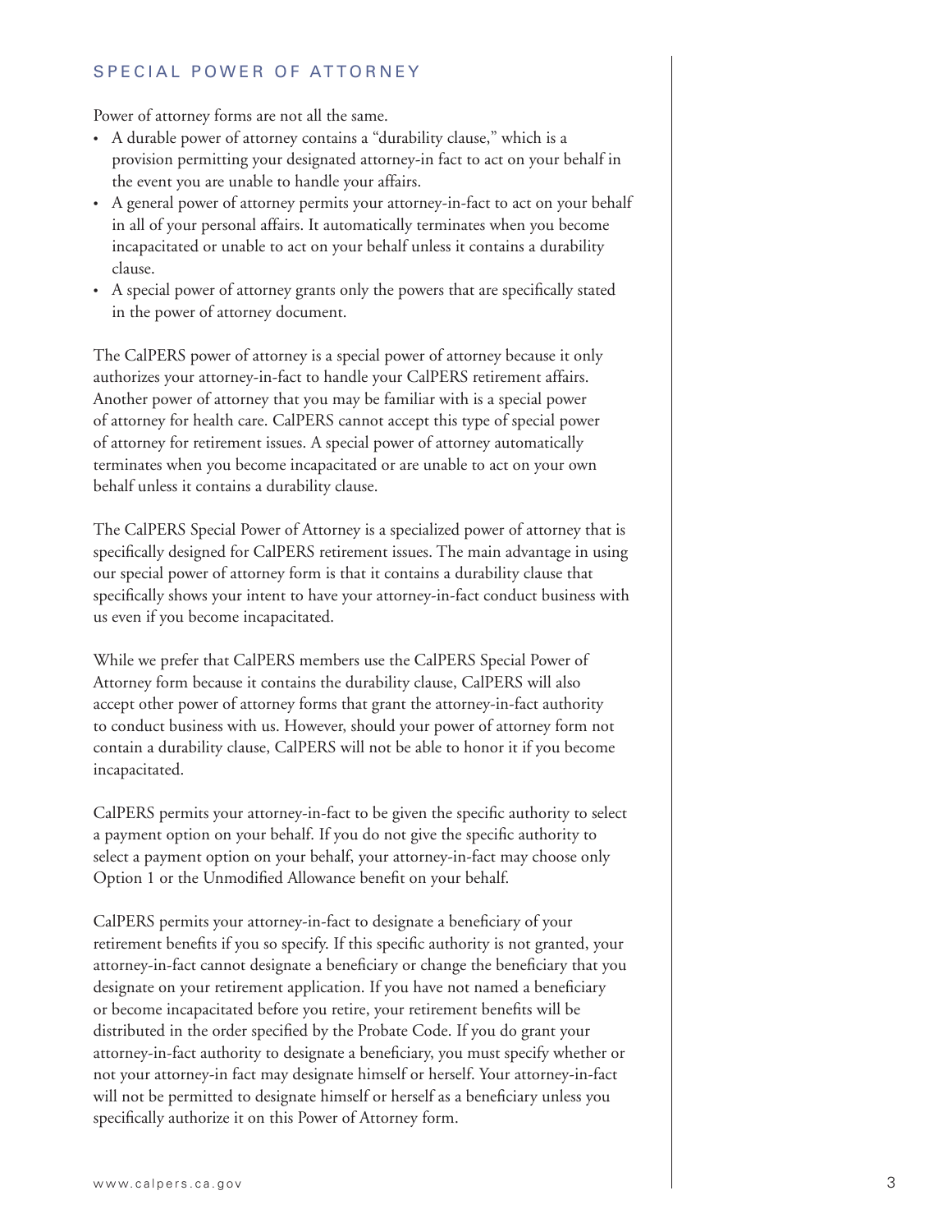## SPECIAL POWER OF ATTORNEY

Power of attorney forms are not all the same.

- A durable power of attorney contains a "durability clause," which is a provision permitting your designated attorney-in fact to act on your behalf in the event you are unable to handle your affairs.
- A general power of attorney permits your attorney-in-fact to act on your behalf in all of your personal affairs. It automatically terminates when you become incapacitated or unable to act on your behalf unless it contains a durability clause.
- A special power of attorney grants only the powers that are specifically stated in the power of attorney document.

The CalPERS power of attorney is a special power of attorney because it only authorizes your attorney-in-fact to handle your CalPERS retirement affairs. Another power of attorney that you may be familiar with is a special power of attorney for health care. CalPERS cannot accept this type of special power of attorney for retirement issues. A special power of attorney automatically terminates when you become incapacitated or are unable to act on your own behalf unless it contains a durability clause.

The CalPERS Special Power of Attorney is a specialized power of attorney that is specifically designed for CalPERS retirement issues. The main advantage in using our special power of attorney form is that it contains a durability clause that specifically shows your intent to have your attorney-in-fact conduct business with us even if you become incapacitated.

While we prefer that CalPERS members use the CalPERS Special Power of Attorney form because it contains the durability clause, CalPERS will also accept other power of attorney forms that grant the attorney-in-fact authority to conduct business with us. However, should your power of attorney form not contain a durability clause, CalPERS will not be able to honor it if you become incapacitated.

CalPERS permits your attorney-in-fact to be given the specific authority to select a payment option on your behalf. If you do not give the specific authority to select a payment option on your behalf, your attorney-in-fact may choose only Option 1 or the Unmodified Allowance benefit on your behalf.

CalPERS permits your attorney-in-fact to designate a beneficiary of your retirement benefits if you so specify. If this specific authority is not granted, your attorney-in-fact cannot designate a beneficiary or change the beneficiary that you designate on your retirement application. If you have not named a beneficiary or become incapacitated before you retire, your retirement benefits will be distributed in the order specified by the Probate Code. If you do grant your attorney-in-fact authority to designate a beneficiary, you must specify whether or not your attorney-in fact may designate himself or herself. Your attorney-in-fact will not be permitted to designate himself or herself as a beneficiary unless you specifically authorize it on this Power of Attorney form.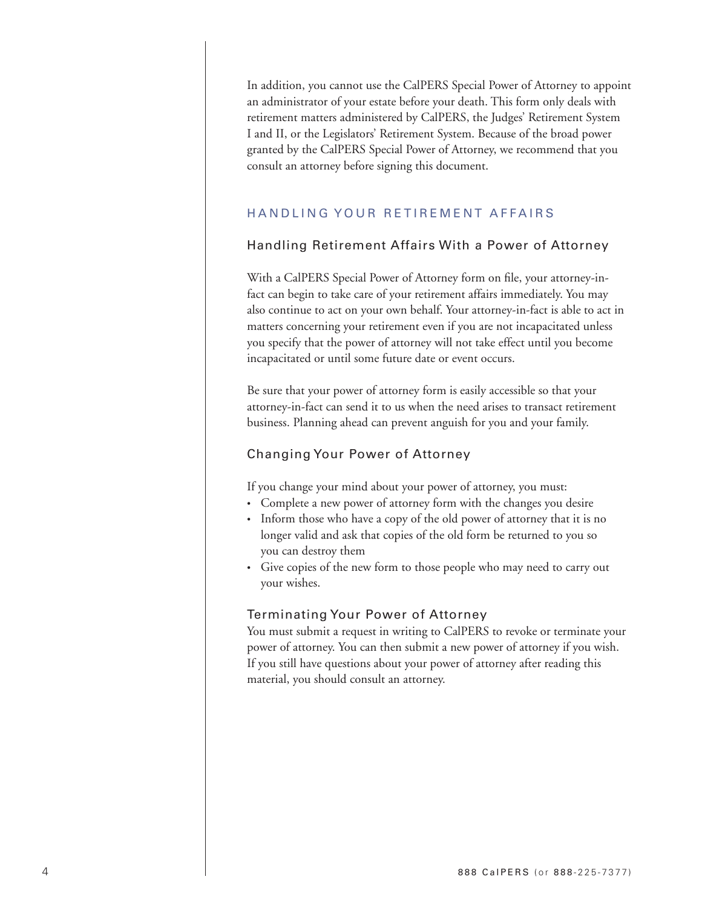In addition, you cannot use the CalPERS Special Power of Attorney to appoint an administrator of your estate before your death. This form only deals with retirement matters administered by CalPERS, the Judges' Retirement System I and II, or the Legislators' Retirement System. Because of the broad power granted by the CalPERS Special Power of Attorney, we recommend that you consult an attorney before signing this document.

## HANDLING YOUR RETIREMENT AFFAIRS

### Handling Retirement Affairs With a Power of Attorney

With a CalPERS Special Power of Attorney form on file, your attorney-in-fact can begin to take care of your retirement affairs immediately. You may also continue to act on your own behalf. Your attorney-in-fact is able to act in matters concerning your retirement even if you are not incapacitated unless you specify that the power of attorney will not take effect until you become incapacitated or until some future date or event occurs.

Be sure that your power of attorney form is easily accessible so that your attorney-in-fact can send it to us when the need arises to transact retirement business. Planning ahead can prevent anguish for you and your family.

### Changing Your Power of Attorney

If you change your mind about your power of attorney, you must:

- Complete a new power of attorney form with the changes you desire
- Inform those who have a copy of the old power of attorney that it is no longer valid and ask that copies of the old form be returned to you so you can destroy them
- Give copies of the new form to those people who may need to carry out your wishes.

### Terminating Your Power of Attorney

You must submit a request in writing to CalPERS to revoke or terminate your power of attorney. You can then submit a new power of attorney if you wish. If you still have questions about your power of attorney after reading this material, you should consult an attorney.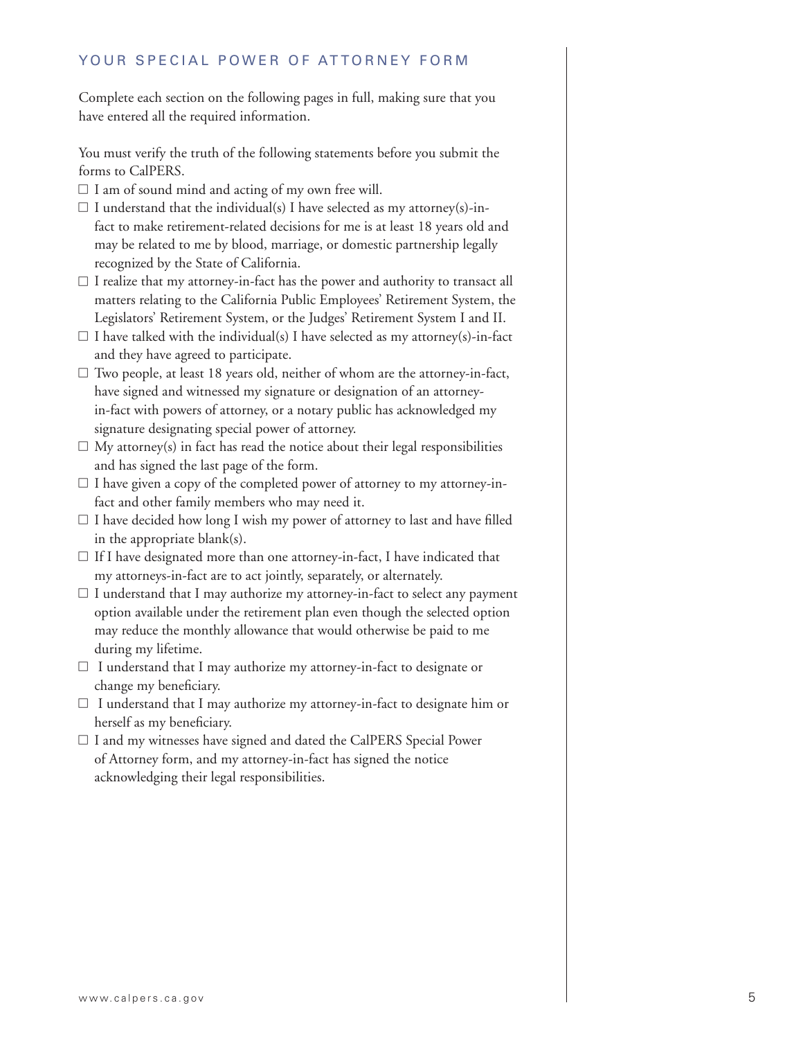## YOUR SPECIAL POWER OF ATTORNEY FORM

Complete each section on the following pages in full, making sure that you have entered all the required information.

You must verify the truth of the following statements before you submit the forms to CalPERS.

- ☐ I am of sound mind and acting of my own free will.
- ☐ I understand that the individual(s) I have selected as my attorney(s)-in-fact to make retirement-related decisions for me is at least 18 years old and may be related to me by blood, marriage, or domestic partnership legally recognized by the State of California.
- ☐ I realize that my attorney-in-fact has the power and authority to transact all matters relating to the California Public Employees' Retirement System, the Legislators' Retirement System, or the Judges' Retirement System I and II.
- ☐ I have talked with the individual(s) I have selected as my attorney(s)-in-fact and they have agreed to participate.
- ☐ Two people, at least 18 years old, neither of whom are the attorney-in-fact, have signed and witnessed my signature or designation of an attorney-in-fact with powers of attorney, or a notary public has acknowledged my signature designating special power of attorney.
- ☐ My attorney(s) in fact has read the notice about their legal responsibilities and has signed the last page of the form.
- ☐ I have given a copy of the completed power of attorney to my attorney-in-fact and other family members who may need it.
- ☐ I have decided how long I wish my power of attorney to last and have filled in the appropriate blank(s).
- ☐ If I have designated more than one attorney-in-fact, I have indicated that my attorneys-in-fact are to act jointly, separately, or alternately.
- ☐ I understand that I may authorize my attorney-in-fact to select any payment option available under the retirement plan even though the selected option may reduce the monthly allowance that would otherwise be paid to me during my lifetime.
- ☐ I understand that I may authorize my attorney-in-fact to designate or change my beneficiary.
- ☐ I understand that I may authorize my attorney-in-fact to designate him or herself as my beneficiary.
- ☐ I and my witnesses have signed and dated the CalPERS Special Power of Attorney form, and my attorney-in-fact has signed the notice acknowledging their legal responsibilities.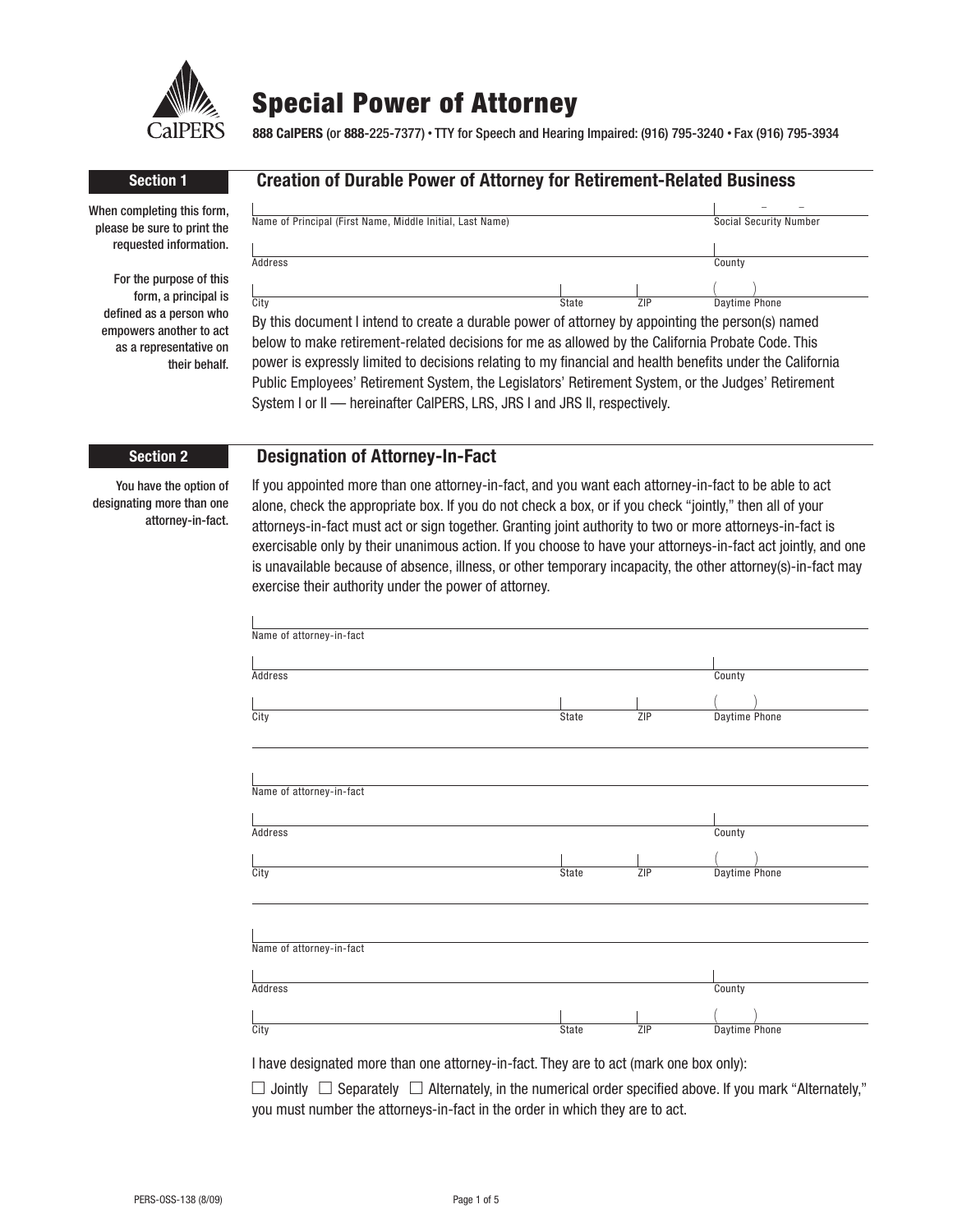# Special Power of Attorney

**888 CalPERS** (or **888**-225-7377) • TTY for Speech and Hearing Impaired: (916) 795-3240 • Fax (916) 795-3934

## Section 1 — Creation of Durable Power of Attorney for Retirement-Related Business

When completing this form, please be sure to print the requested information.

For the purpose of this form, a principal is defined as a person who empowers another to act as a representative on their behalf.

Name of Principal (First Name, Middle Initial, Last Name) ____________________ Social Security Number ___ – __ – ____

Address ____________________ County ____________________

City ____________ State ______ ZIP ______ Daytime Phone ( ) ____________

By this document I intend to create a durable power of attorney by appointing the person(s) named below to make retirement-related decisions for me as allowed by the California Probate Code. This power is expressly limited to decisions relating to my financial and health benefits under the California Public Employees' Retirement System, the Legislators' Retirement System, or the Judges' Retirement System I or II — hereinafter CalPERS, LRS, JRS I and JRS II, respectively.

## Section 2 — Designation of Attorney-In-Fact

You have the option of designating more than one attorney-in-fact.

If you appointed more than one attorney-in-fact, and you want each attorney-in-fact to be able to act alone, check the appropriate box. If you do not check a box, or if you check "jointly," then all of your attorneys-in-fact must act or sign together. Granting joint authority to two or more attorneys-in-fact is exercisable only by their unanimous action. If you choose to have your attorneys-in-fact act jointly, and one is unavailable because of absence, illness, or other temporary incapacity, the other attorney(s)-in-fact may exercise their authority under the power of attorney.

Name of attorney-in-fact ____________________

Address ____________________ County ____________________

City ____________ State ______ ZIP ______ Daytime Phone ( ) ____________

Name of attorney-in-fact ____________________

Address ____________________ County ____________________

City ____________ State ______ ZIP ______ Daytime Phone ( ) ____________

Name of attorney-in-fact ____________________

Address ____________________ County ____________________

City ____________ State ______ ZIP ______ Daytime Phone ( ) ____________

I have designated more than one attorney-in-fact. They are to act (mark one box only):

☐ Jointly ☐ Separately ☐ Alternately, in the numerical order specified above. If you mark "Alternately," you must number the attorneys-in-fact in the order in which they are to act.

PERS-OSS-138 (8/09)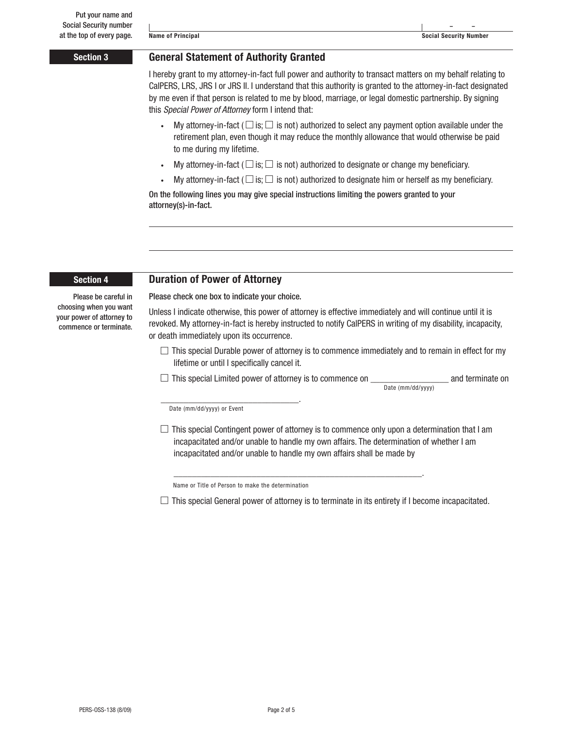Put your name and Social Security number at the top of every page.

**Name of Principal** ____________________ **Social Security Number** ____ – ____ – ____

## Section 3

### General Statement of Authority Granted

I hereby grant to my attorney-in-fact full power and authority to transact matters on my behalf relating to CalPERS, LRS, JRS I or JRS II. I understand that this authority is granted to the attorney-in-fact designated by me even if that person is related to me by blood, marriage, or legal domestic partnership. By signing this *Special Power of Attorney* form I intend that:

- My attorney-in-fact (☐ is; ☐ is not) authorized to select any payment option available under the retirement plan, even though it may reduce the monthly allowance that would otherwise be paid to me during my lifetime.
- My attorney-in-fact (☐ is; ☐ is not) authorized to designate or change my beneficiary.
- My attorney-in-fact (☐ is; ☐ is not) authorized to designate him or herself as my beneficiary.

On the following lines you may give special instructions limiting the powers granted to your attorney(s)-in-fact.

______________________________________________________________________

______________________________________________________________________

## Section 4

### Duration of Power of Attorney

Please be careful in choosing when you want your power of attorney to commence or terminate.

Please check one box to indicate your choice.

Unless I indicate otherwise, this power of attorney is effective immediately and will continue until it is revoked. My attorney-in-fact is hereby instructed to notify CalPERS in writing of my disability, incapacity, or death immediately upon its occurrence.

☐ This special Durable power of attorney is to commence immediately and to remain in effect for my lifetime or until I specifically cancel it.

☐ This special Limited power of attorney is to commence on ________________ (Date (mm/dd/yyyy)) and terminate on ______________________________ (Date (mm/dd/yyyy) or Event).

☐ This special Contingent power of attorney is to commence only upon a determination that I am incapacitated and/or unable to handle my own affairs. The determination of whether I am incapacitated and/or unable to handle my own affairs shall be made by

______________________________________________________.
Name or Title of Person to make the determination

☐ This special General power of attorney is to terminate in its entirety if I become incapacitated.

PERS-OSS-138 (8/09)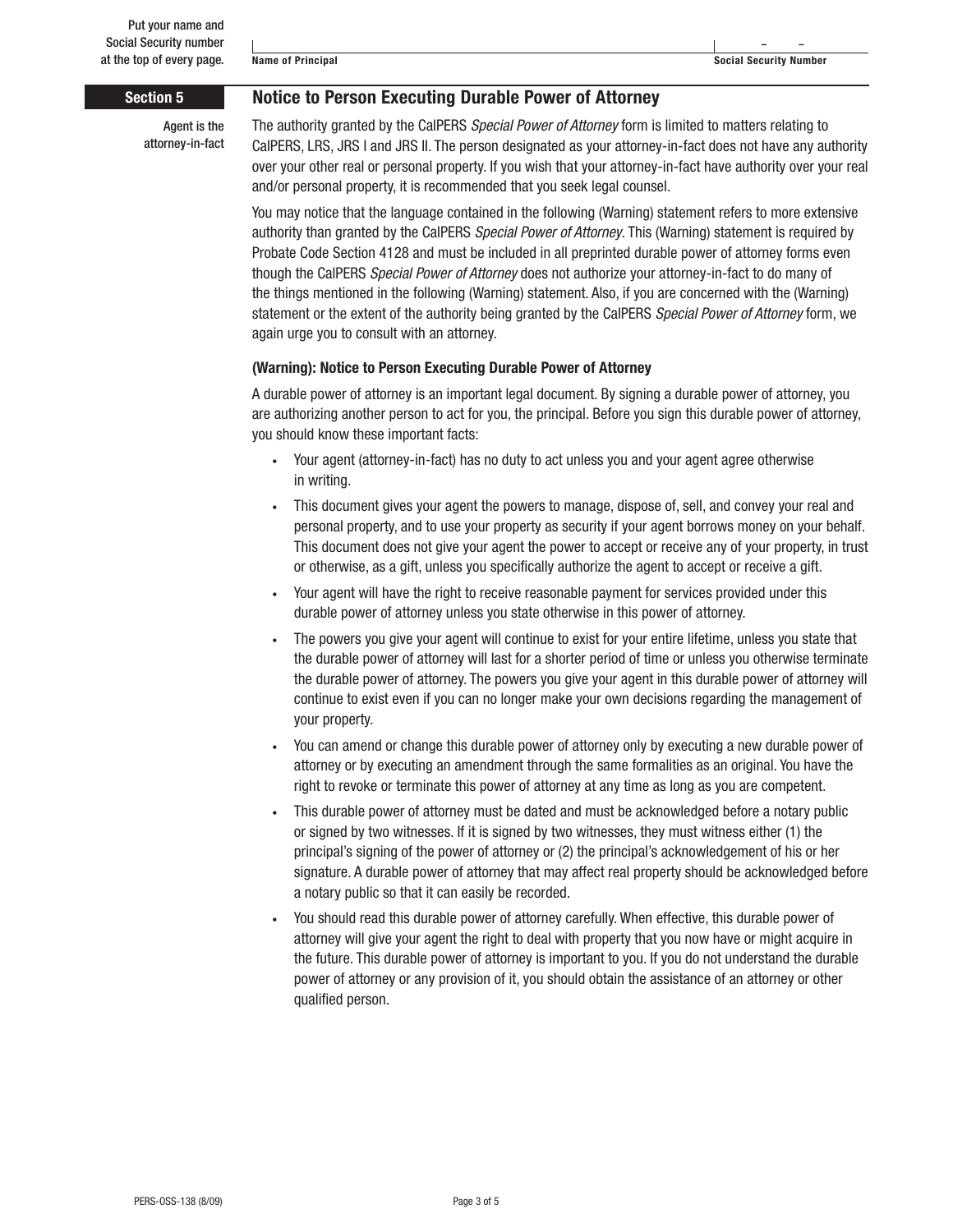Put your name and Social Security number at the top of every page.

| Name of Principal | Social Security Number |
|---|---|
| | – – |

## Section 5 Notice to Person Executing Durable Power of Attorney

Agent is the attorney-in-fact

The authority granted by the CalPERS *Special Power of Attorney* form is limited to matters relating to CalPERS, LRS, JRS I and JRS II. The person designated as your attorney-in-fact does not have any authority over your other real or personal property. If you wish that your attorney-in-fact have authority over your real and/or personal property, it is recommended that you seek legal counsel.

You may notice that the language contained in the following (Warning) statement refers to more extensive authority than granted by the CalPERS *Special Power of Attorney*. This (Warning) statement is required by Probate Code Section 4128 and must be included in all preprinted durable power of attorney forms even though the CalPERS *Special Power of Attorney* does not authorize your attorney-in-fact to do many of the things mentioned in the following (Warning) statement. Also, if you are concerned with the (Warning) statement or the extent of the authority being granted by the CalPERS *Special Power of Attorney* form, we again urge you to consult with an attorney.

**(Warning): Notice to Person Executing Durable Power of Attorney**

A durable power of attorney is an important legal document. By signing a durable power of attorney, you are authorizing another person to act for you, the principal. Before you sign this durable power of attorney, you should know these important facts:

- Your agent (attorney-in-fact) has no duty to act unless you and your agent agree otherwise in writing.
- This document gives your agent the powers to manage, dispose of, sell, and convey your real and personal property, and to use your property as security if your agent borrows money on your behalf. This document does not give your agent the power to accept or receive any of your property, in trust or otherwise, as a gift, unless you specifically authorize the agent to accept or receive a gift.
- Your agent will have the right to receive reasonable payment for services provided under this durable power of attorney unless you state otherwise in this power of attorney.
- The powers you give your agent will continue to exist for your entire lifetime, unless you state that the durable power of attorney will last for a shorter period of time or unless you otherwise terminate the durable power of attorney. The powers you give your agent in this durable power of attorney will continue to exist even if you can no longer make your own decisions regarding the management of your property.
- You can amend or change this durable power of attorney only by executing a new durable power of attorney or by executing an amendment through the same formalities as an original. You have the right to revoke or terminate this power of attorney at any time as long as you are competent.
- This durable power of attorney must be dated and must be acknowledged before a notary public or signed by two witnesses. If it is signed by two witnesses, they must witness either (1) the principal's signing of the power of attorney or (2) the principal's acknowledgement of his or her signature. A durable power of attorney that may affect real property should be acknowledged before a notary public so that it can easily be recorded.
- You should read this durable power of attorney carefully. When effective, this durable power of attorney will give your agent the right to deal with property that you now have or might acquire in the future. This durable power of attorney is important to you. If you do not understand the durable power of attorney or any provision of it, you should obtain the assistance of an attorney or other qualified person.

PERS-OSS-138 (8/09)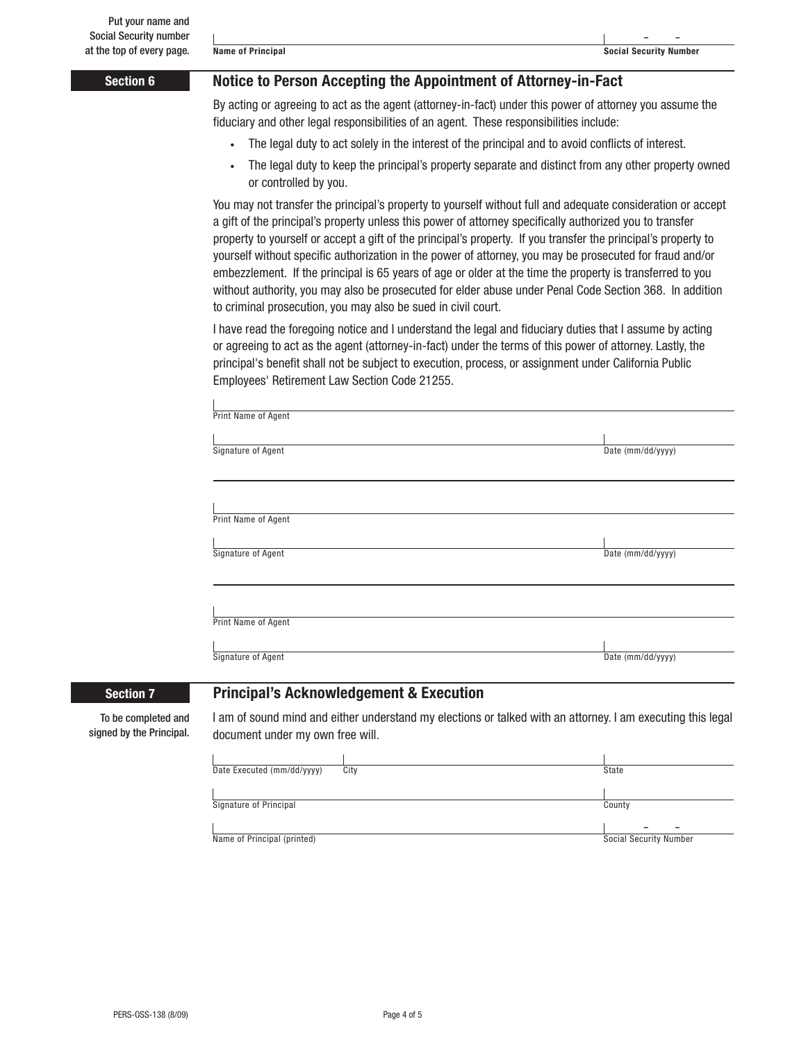Put your name and Social Security number at the top of every page.

Name of Principal | Social Security Number

## Section 6

## Notice to Person Accepting the Appointment of Attorney-in-Fact

By acting or agreeing to act as the agent (attorney-in-fact) under this power of attorney you assume the fiduciary and other legal responsibilities of an agent. These responsibilities include:

- The legal duty to act solely in the interest of the principal and to avoid conflicts of interest.
- The legal duty to keep the principal's property separate and distinct from any other property owned or controlled by you.

You may not transfer the principal's property to yourself without full and adequate consideration or accept a gift of the principal's property unless this power of attorney specifically authorized you to transfer property to yourself or accept a gift of the principal's property. If you transfer the principal's property to yourself without specific authorization in the power of attorney, you may be prosecuted for fraud and/or embezzlement. If the principal is 65 years of age or older at the time the property is transferred to you without authority, you may also be prosecuted for elder abuse under Penal Code Section 368. In addition to criminal prosecution, you may also be sued in civil court.

I have read the foregoing notice and I understand the legal and fiduciary duties that I assume by acting or agreeing to act as the agent (attorney-in-fact) under the terms of this power of attorney. Lastly, the principal's benefit shall not be subject to execution, process, or assignment under California Public Employees' Retirement Law Section Code 21255.

Print Name of Agent

Signature of Agent | Date (mm/dd/yyyy)

Print Name of Agent

Signature of Agent | Date (mm/dd/yyyy)

Print Name of Agent

Signature of Agent | Date (mm/dd/yyyy)

## Section 7

## Principal's Acknowledgement & Execution

To be completed and signed by the Principal.

I am of sound mind and either understand my elections or talked with an attorney. I am executing this legal document under my own free will.

Date Executed (mm/dd/yyyy) | City | State

Signature of Principal | County

Name of Principal (printed) | Social Security Number

PERS-OSS-138 (8/09)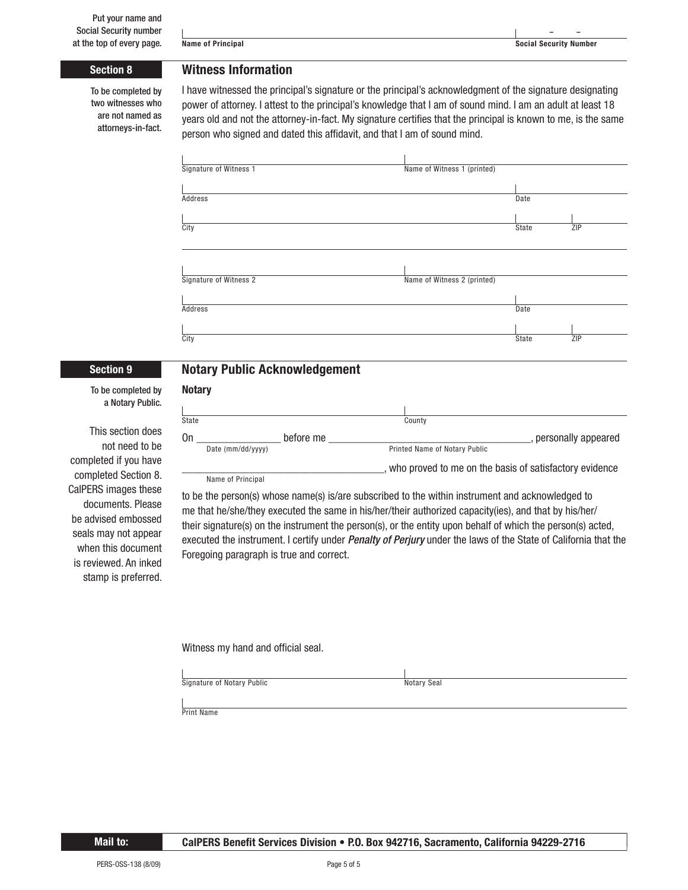Put your name and Social Security number at the top of every page.

**Name of Principal** **Social Security Number**

## Section 8

## Witness Information

To be completed by two witnesses who are not named as attorneys-in-fact.

I have witnessed the principal's signature or the principal's acknowledgment of the signature designating power of attorney. I attest to the principal's knowledge that I am of sound mind. I am an adult at least 18 years old and not the attorney-in-fact. My signature certifies that the principal is known to me, is the same person who signed and dated this affidavit, and that I am of sound mind.

Signature of Witness 1 | Name of Witness 1 (printed)

Address | Date

City | State | ZIP

Signature of Witness 2 | Name of Witness 2 (printed)

Address | Date

City | State | ZIP

## Section 9

## Notary Public Acknowledgement

To be completed by a Notary Public.

This section does not need to be completed if you have completed Section 8. CalPERS images these documents. Please be advised embossed seals may not appear when this document is reviewed. An inked stamp is preferred.

**Notary**

State | County

On _______________ before me _________________________________, personally appeared
Date (mm/dd/yyyy) Printed Name of Notary Public

_____________________________________, who proved to me on the basis of satisfactory evidence
Name of Principal

to be the person(s) whose name(s) is/are subscribed to the within instrument and acknowledged to me that he/she/they executed the same in his/her/their authorized capacity(ies), and that by his/her/their signature(s) on the instrument the person(s), or the entity upon behalf of which the person(s) acted, executed the instrument. I certify under ***Penalty of Perjury*** under the laws of the State of California that the Foregoing paragraph is true and correct.

Witness my hand and official seal.

Signature of Notary Public | Notary Seal

Print Name

**Mail to:** **CalPERS Benefit Services Division • P.O. Box 942716, Sacramento, California 94229-2716**

PERS-OSS-138 (8/09)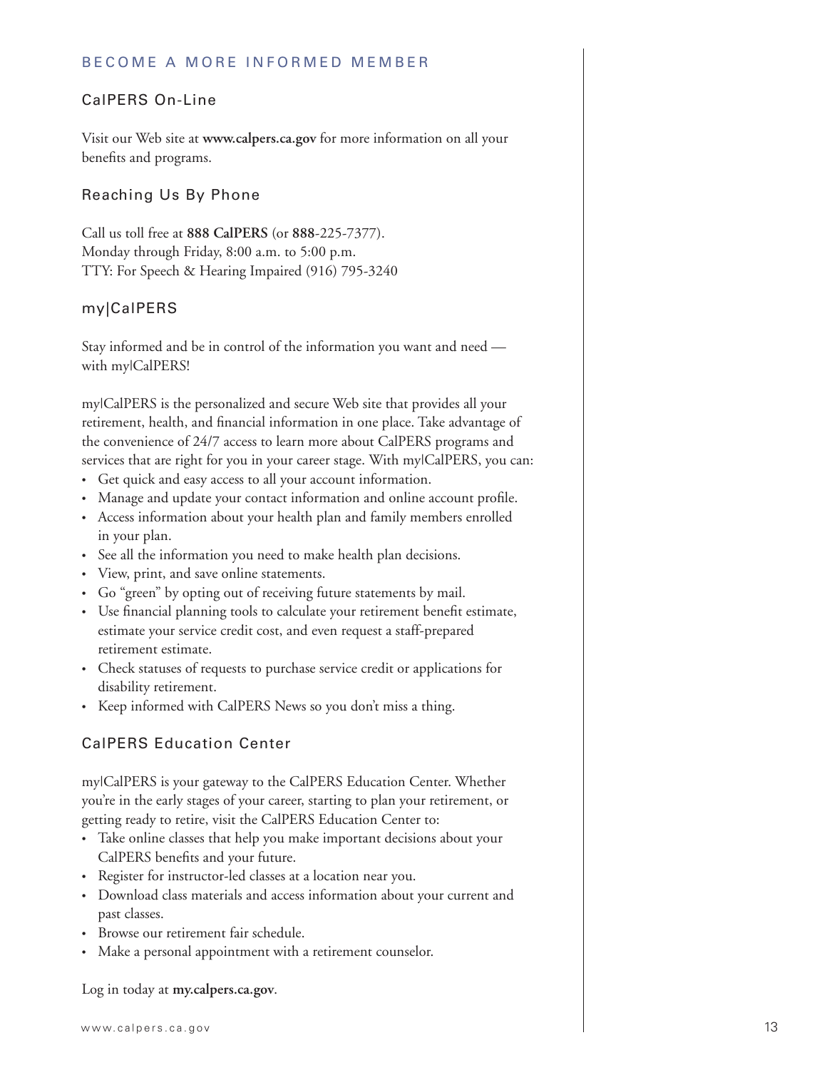## BECOME A MORE INFORMED MEMBER

### CalPERS On-Line

Visit our Web site at **www.calpers.ca.gov** for more information on all your benefits and programs.

### Reaching Us By Phone

Call us toll free at **888 CalPERS** (or **888**-225-7377).
Monday through Friday, 8:00 a.m. to 5:00 p.m.
TTY: For Speech & Hearing Impaired (916) 795-3240

### my|CalPERS

Stay informed and be in control of the information you want and need — with my|CalPERS!

my|CalPERS is the personalized and secure Web site that provides all your retirement, health, and financial information in one place. Take advantage of the convenience of 24/7 access to learn more about CalPERS programs and services that are right for you in your career stage. With my|CalPERS, you can:

- Get quick and easy access to all your account information.
- Manage and update your contact information and online account profile.
- Access information about your health plan and family members enrolled in your plan.
- See all the information you need to make health plan decisions.
- View, print, and save online statements.
- Go "green" by opting out of receiving future statements by mail.
- Use financial planning tools to calculate your retirement benefit estimate, estimate your service credit cost, and even request a staff-prepared retirement estimate.
- Check statuses of requests to purchase service credit or applications for disability retirement.
- Keep informed with CalPERS News so you don't miss a thing.

### CalPERS Education Center

my|CalPERS is your gateway to the CalPERS Education Center. Whether you're in the early stages of your career, starting to plan your retirement, or getting ready to retire, visit the CalPERS Education Center to:

- Take online classes that help you make important decisions about your CalPERS benefits and your future.
- Register for instructor-led classes at a location near you.
- Download class materials and access information about your current and past classes.
- Browse our retirement fair schedule.
- Make a personal appointment with a retirement counselor.

Log in today at **my.calpers.ca.gov**.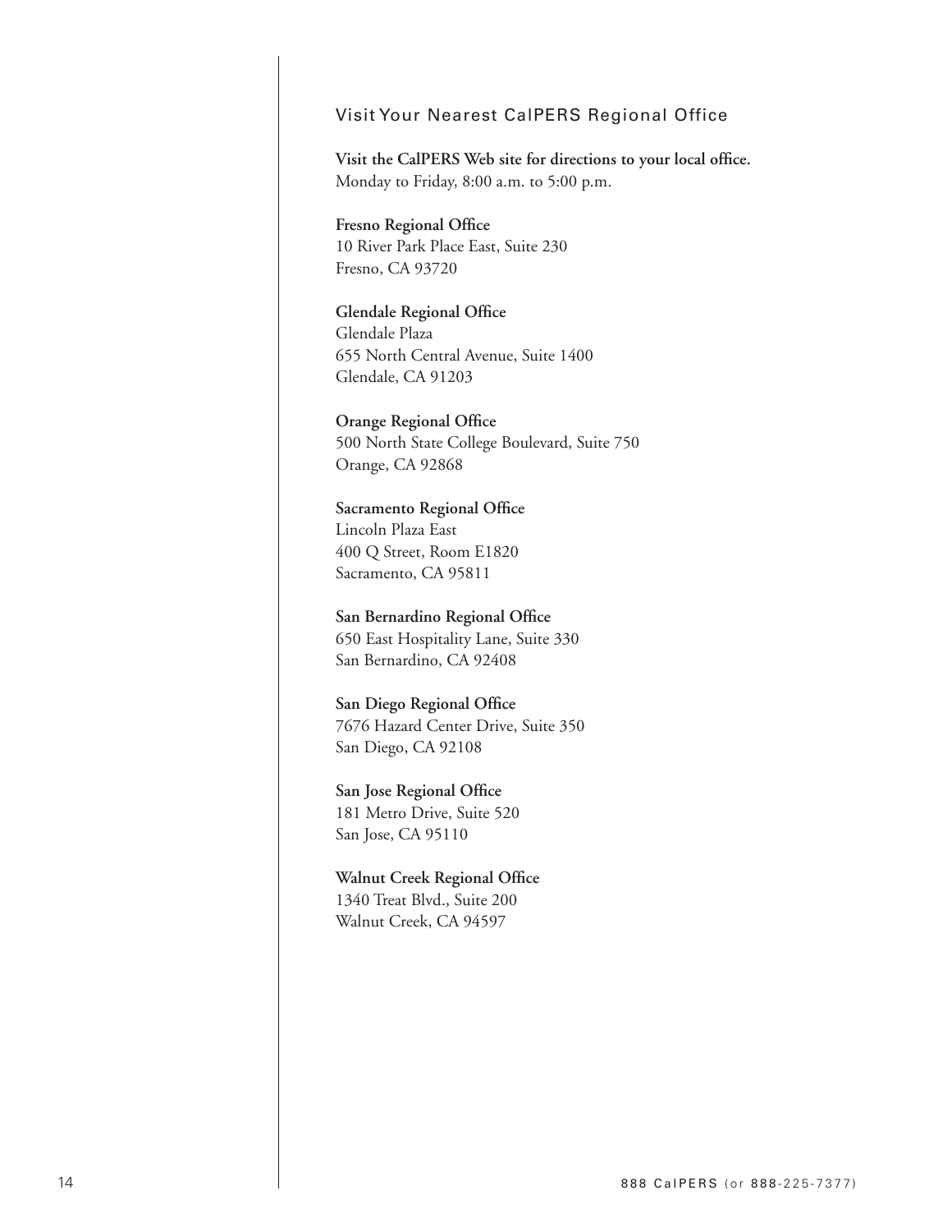## Visit Your Nearest CalPERS Regional Office

**Visit the CalPERS Web site for directions to your local office.**
Monday to Friday, 8:00 a.m. to 5:00 p.m.

**Fresno Regional Office**
10 River Park Place East, Suite 230
Fresno, CA 93720

**Glendale Regional Office**
Glendale Plaza
655 North Central Avenue, Suite 1400
Glendale, CA 91203

**Orange Regional Office**
500 North State College Boulevard, Suite 750
Orange, CA 92868

**Sacramento Regional Office**
Lincoln Plaza East
400 Q Street, Room E1820
Sacramento, CA 95811

**San Bernardino Regional Office**
650 East Hospitality Lane, Suite 330
San Bernardino, CA 92408

**San Diego Regional Office**
7676 Hazard Center Drive, Suite 350
San Diego, CA 92108

**San Jose Regional Office**
181 Metro Drive, Suite 520
San Jose, CA 95110

**Walnut Creek Regional Office**
1340 Treat Blvd., Suite 200
Walnut Creek, CA 94597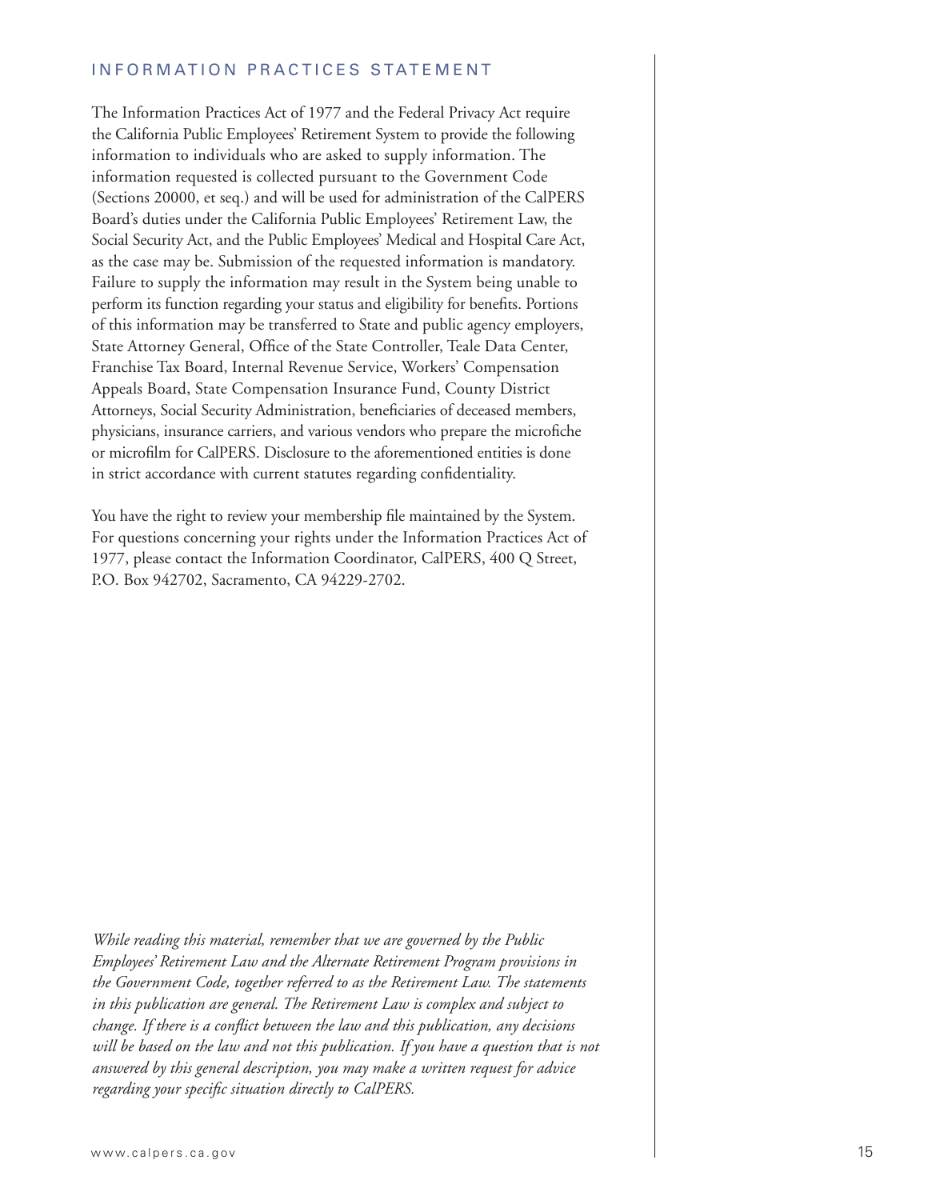## INFORMATION PRACTICES STATEMENT

The Information Practices Act of 1977 and the Federal Privacy Act require the California Public Employees' Retirement System to provide the following information to individuals who are asked to supply information. The information requested is collected pursuant to the Government Code (Sections 20000, et seq.) and will be used for administration of the CalPERS Board's duties under the California Public Employees' Retirement Law, the Social Security Act, and the Public Employees' Medical and Hospital Care Act, as the case may be. Submission of the requested information is mandatory. Failure to supply the information may result in the System being unable to perform its function regarding your status and eligibility for benefits. Portions of this information may be transferred to State and public agency employers, State Attorney General, Office of the State Controller, Teale Data Center, Franchise Tax Board, Internal Revenue Service, Workers' Compensation Appeals Board, State Compensation Insurance Fund, County District Attorneys, Social Security Administration, beneficiaries of deceased members, physicians, insurance carriers, and various vendors who prepare the microfiche or microfilm for CalPERS. Disclosure to the aforementioned entities is done in strict accordance with current statutes regarding confidentiality.

You have the right to review your membership file maintained by the System. For questions concerning your rights under the Information Practices Act of 1977, please contact the Information Coordinator, CalPERS, 400 Q Street, P.O. Box 942702, Sacramento, CA 94229-2702.

*While reading this material, remember that we are governed by the Public Employees' Retirement Law and the Alternate Retirement Program provisions in the Government Code, together referred to as the Retirement Law. The statements in this publication are general. The Retirement Law is complex and subject to change. If there is a conflict between the law and this publication, any decisions will be based on the law and not this publication. If you have a question that is not answered by this general description, you may make a written request for advice regarding your specific situation directly to CalPERS.*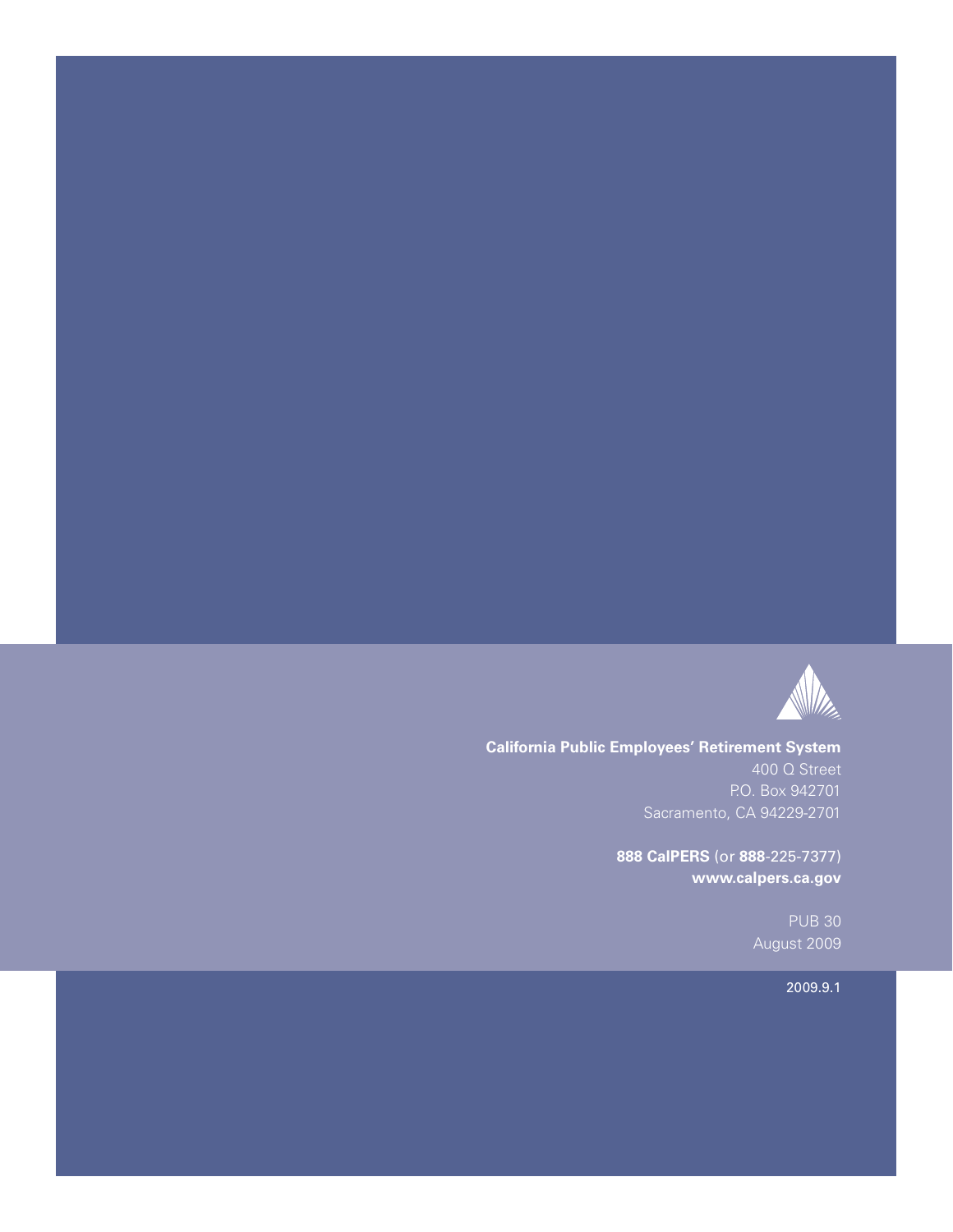**California Public Employees' Retirement System**
400 Q Street
P.O. Box 942701
Sacramento, CA 94229-2701

**888 CalPERS** (or **888**-225-7377)
**www.calpers.ca.gov**

PUB 30
August 2009

2009.9.1